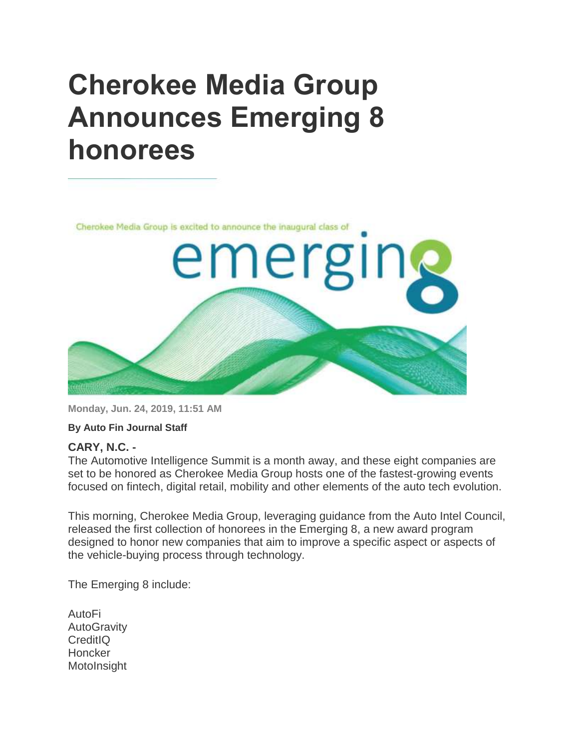# Cherokee Media Group Announces Emerging 8 honorees

Cherokee Media Group is excited to announce the inaugural class of

emerging 8

**Monday, Jun. 24, 2019, 11:51 AM**

**By Auto Fin Journal Staff**

**CARY, N.C. -**

The Automotive Intelligence Summit is a month away, and these eight companies are set to be honored as Cherokee Media Group hosts one of the fastest-growing events focused on fintech, digital retail, mobility and other elements of the auto tech evolution.

This morning, Cherokee Media Group, leveraging guidance from the Auto Intel Council, released the first collection of honorees in the Emerging 8, a new award program designed to honor new companies that aim to improve a specific aspect or aspects of the vehicle-buying process through technology.

The Emerging 8 include:

AutoFi
AutoGravity
CreditIQ
Honcker
MotoInsight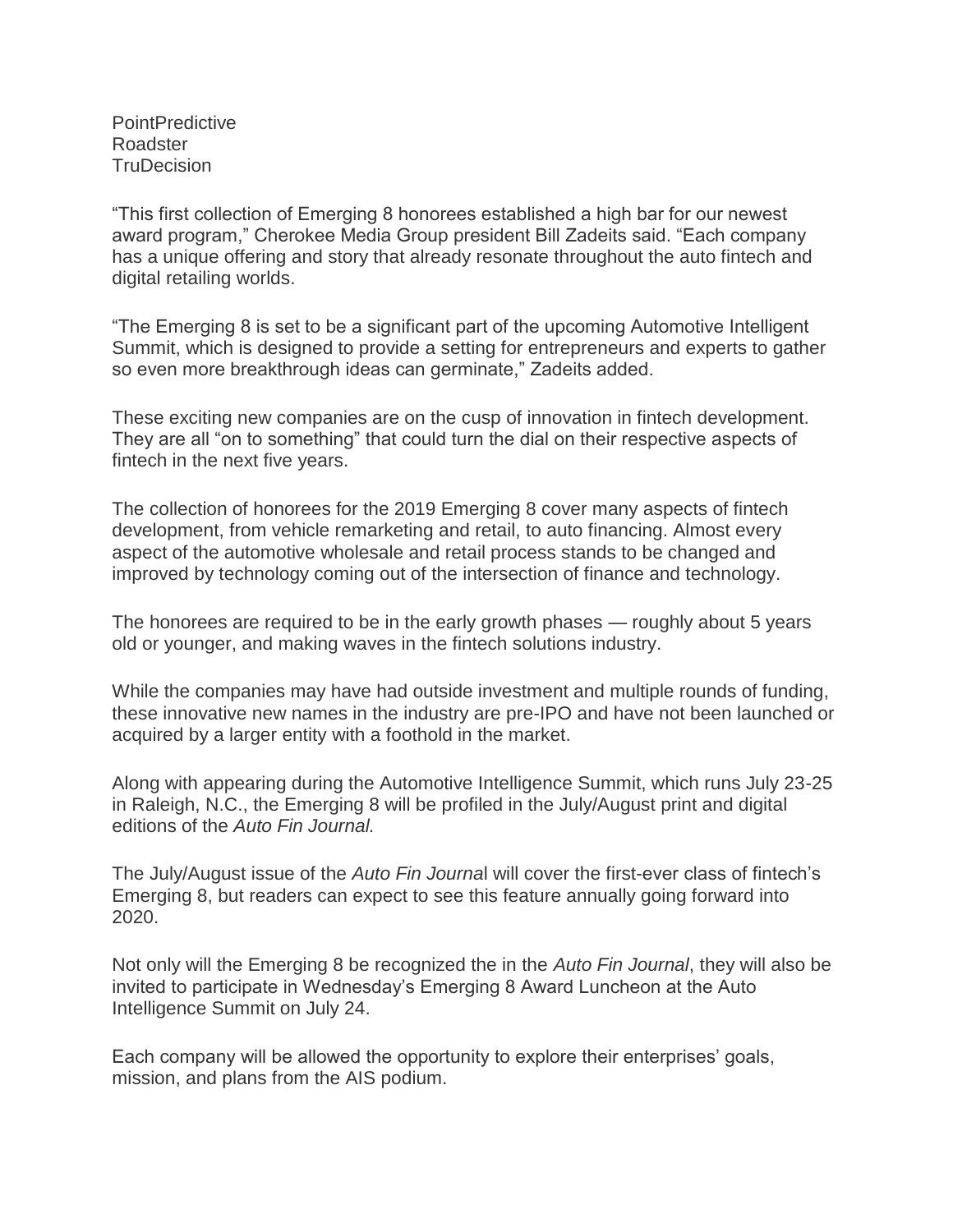PointPredictive
Roadster
TruDecision

“This first collection of Emerging 8 honorees established a high bar for our newest award program,” Cherokee Media Group president Bill Zadeits said. “Each company has a unique offering and story that already resonate throughout the auto fintech and digital retailing worlds.

“The Emerging 8 is set to be a significant part of the upcoming Automotive Intelligent Summit, which is designed to provide a setting for entrepreneurs and experts to gather so even more breakthrough ideas can germinate,” Zadeits added.

These exciting new companies are on the cusp of innovation in fintech development. They are all “on to something” that could turn the dial on their respective aspects of fintech in the next five years.

The collection of honorees for the 2019 Emerging 8 cover many aspects of fintech development, from vehicle remarketing and retail, to auto financing. Almost every aspect of the automotive wholesale and retail process stands to be changed and improved by technology coming out of the intersection of finance and technology.

The honorees are required to be in the early growth phases — roughly about 5 years old or younger, and making waves in the fintech solutions industry.

While the companies may have had outside investment and multiple rounds of funding, these innovative new names in the industry are pre-IPO and have not been launched or acquired by a larger entity with a foothold in the market.

Along with appearing during the Automotive Intelligence Summit, which runs July 23-25 in Raleigh, N.C., the Emerging 8 will be profiled in the July/August print and digital editions of the *Auto Fin Journal.*

The July/August issue of the *Auto Fin Journa*l will cover the first-ever class of fintech’s Emerging 8, but readers can expect to see this feature annually going forward into 2020.

Not only will the Emerging 8 be recognized the in the *Auto Fin Journal*, they will also be invited to participate in Wednesday’s Emerging 8 Award Luncheon at the Auto Intelligence Summit on July 24.

Each company will be allowed the opportunity to explore their enterprises’ goals, mission, and plans from the AIS podium.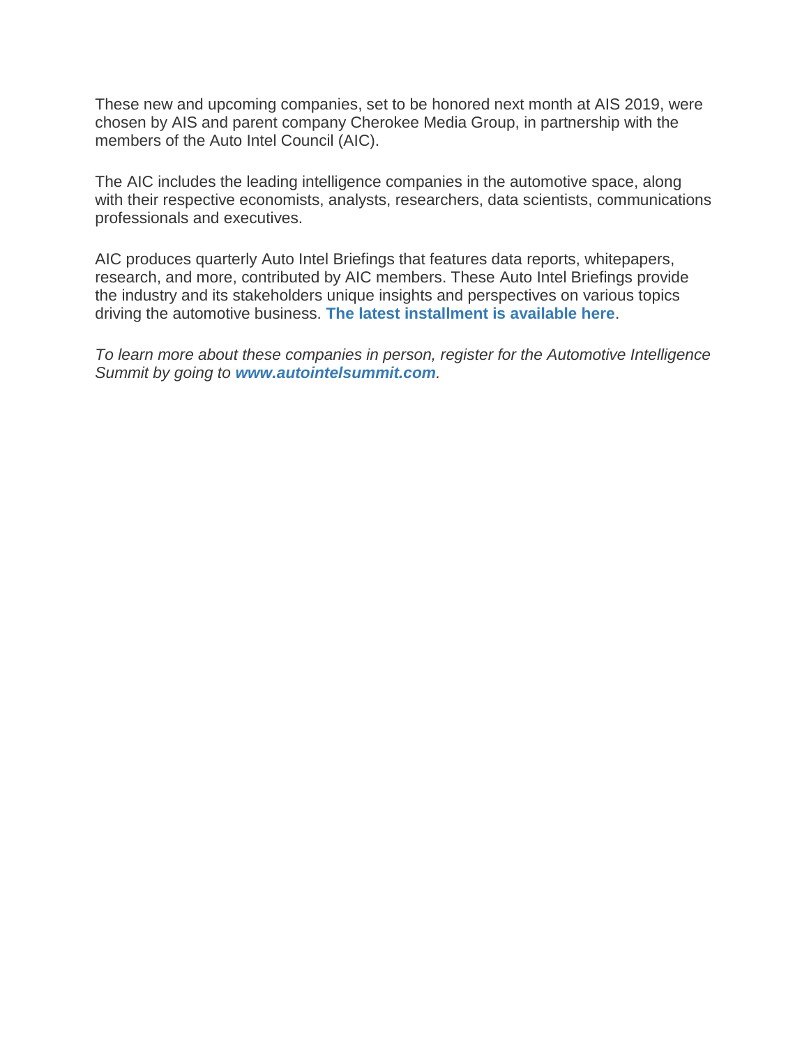These new and upcoming companies, set to be honored next month at AIS 2019, were chosen by AIS and parent company Cherokee Media Group, in partnership with the members of the Auto Intel Council (AIC).

The AIC includes the leading intelligence companies in the automotive space, along with their respective economists, analysts, researchers, data scientists, communications professionals and executives.

AIC produces quarterly Auto Intel Briefings that features data reports, whitepapers, research, and more, contributed by AIC members. These Auto Intel Briefings provide the industry and its stakeholders unique insights and perspectives on various topics driving the automotive business. **The latest installment is available here**.

*To learn more about these companies in person, register for the Automotive Intelligence Summit by going to **www.autointelsummit.com**.*